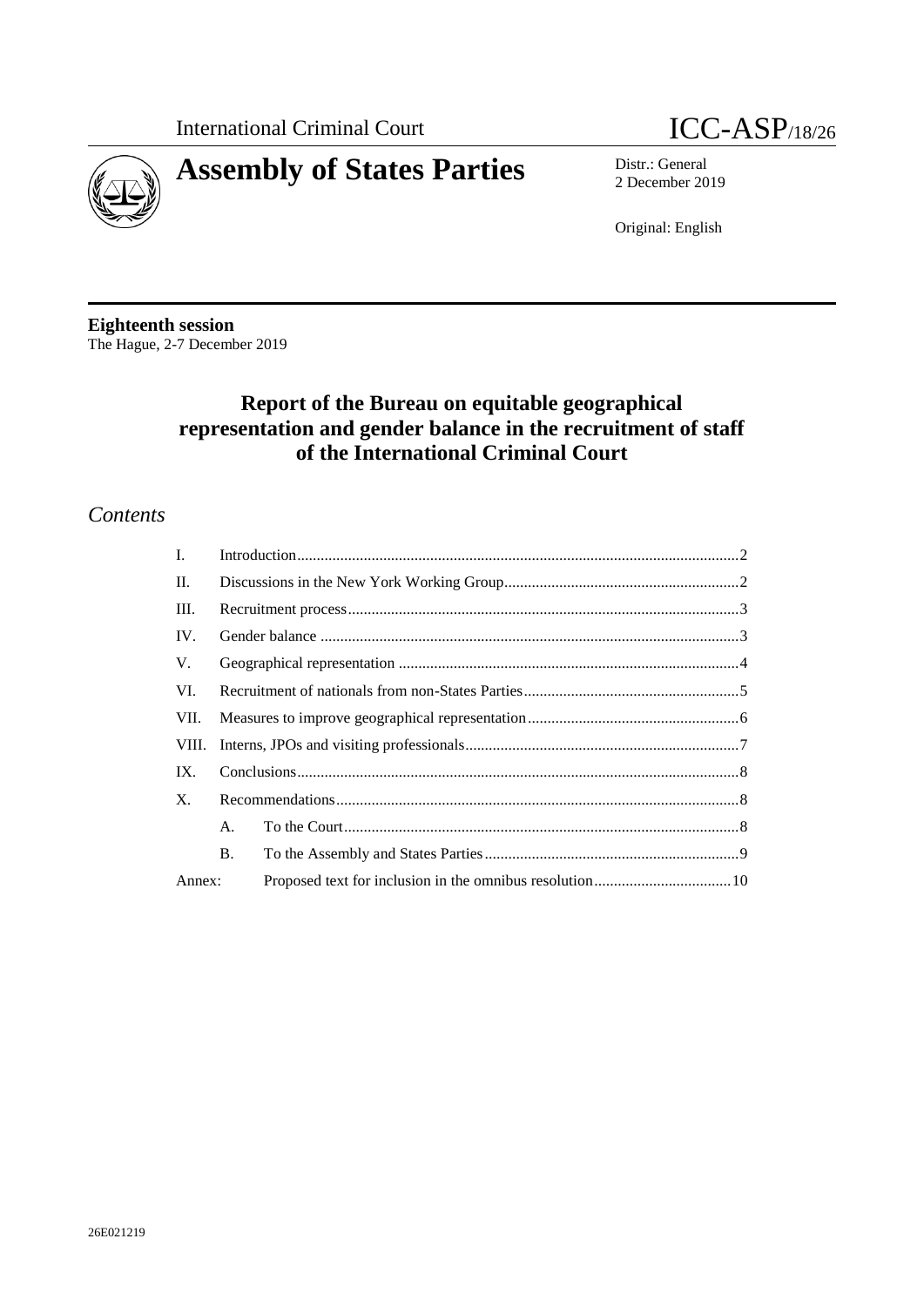International Criminal Court

# ICC-ASP/18/26

# Assembly of States Parties

Distr.: General
2 December 2019

Original: English

**Eighteenth session**
The Hague, 2-7 December 2019

## Report of the Bureau on equitable geographical representation and gender balance in the recruitment of staff of the International Criminal Court

## *Contents*

| | | | |
|---|---|---|---|
| I. | Introduction | | 2 |
| II. | Discussions in the New York Working Group | | 2 |
| III. | Recruitment process | | 3 |
| IV. | Gender balance | | 3 |
| V. | Geographical representation | | 4 |
| VI. | Recruitment of nationals from non-States Parties | | 5 |
| VII. | Measures to improve geographical representation | | 6 |
| VIII. | Interns, JPOs and visiting professionals | | 7 |
| IX. | Conclusions | | 8 |
| X. | Recommendations | | 8 |
| | A. | To the Court | 8 |
| | B. | To the Assembly and States Parties | 9 |
| Annex: | | Proposed text for inclusion in the omnibus resolution | 10 |

26E021219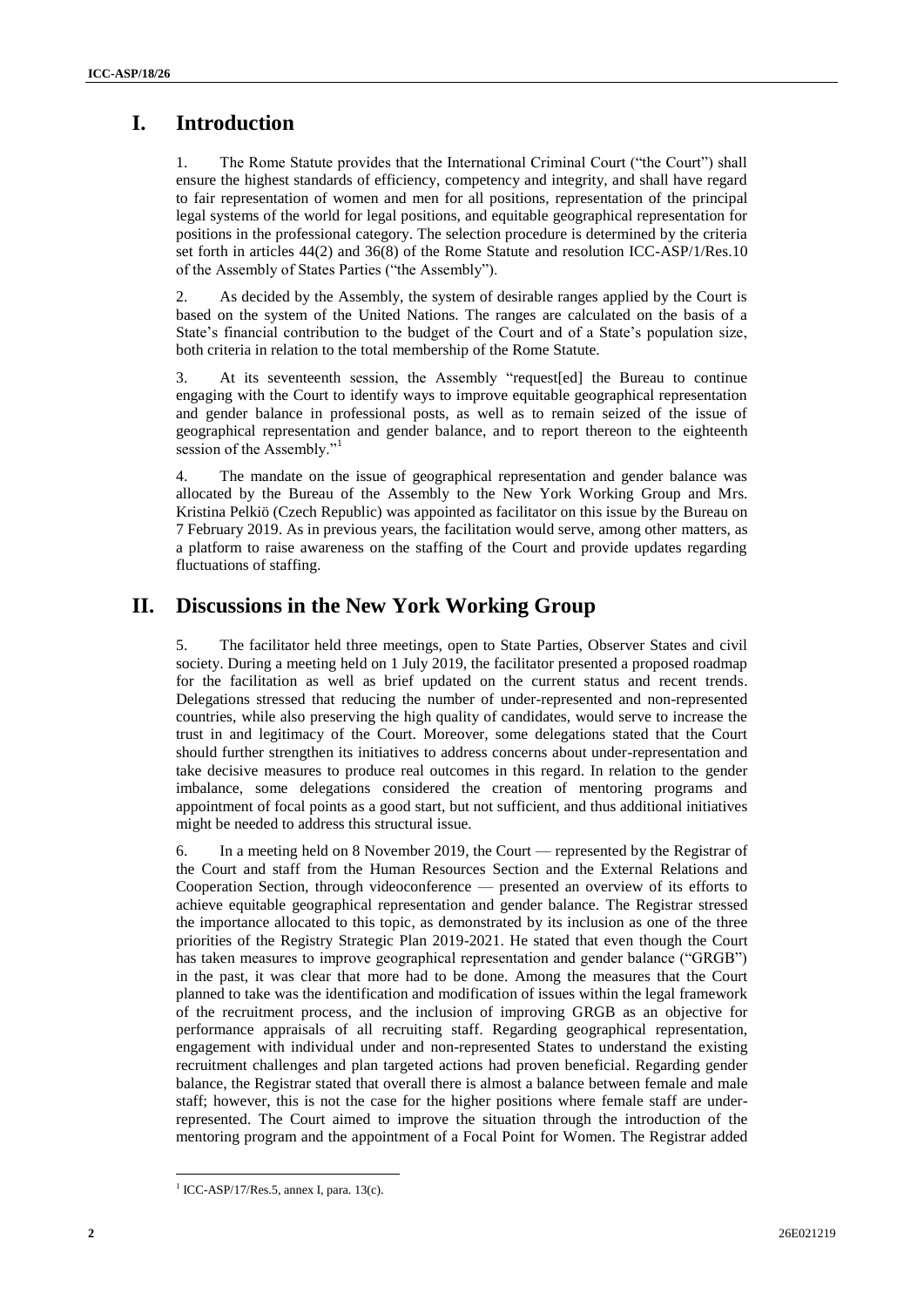# I. Introduction

1. The Rome Statute provides that the International Criminal Court ("the Court") shall ensure the highest standards of efficiency, competency and integrity, and shall have regard to fair representation of women and men for all positions, representation of the principal legal systems of the world for legal positions, and equitable geographical representation for positions in the professional category. The selection procedure is determined by the criteria set forth in articles 44(2) and 36(8) of the Rome Statute and resolution ICC-ASP/1/Res.10 of the Assembly of States Parties ("the Assembly").

2. As decided by the Assembly, the system of desirable ranges applied by the Court is based on the system of the United Nations. The ranges are calculated on the basis of a State's financial contribution to the budget of the Court and of a State's population size, both criteria in relation to the total membership of the Rome Statute.

3. At its seventeenth session, the Assembly "request[ed] the Bureau to continue engaging with the Court to identify ways to improve equitable geographical representation and gender balance in professional posts, as well as to remain seized of the issue of geographical representation and gender balance, and to report thereon to the eighteenth session of the Assembly."[1]

4. The mandate on the issue of geographical representation and gender balance was allocated by the Bureau of the Assembly to the New York Working Group and Mrs. Kristina Pelkiö (Czech Republic) was appointed as facilitator on this issue by the Bureau on 7 February 2019. As in previous years, the facilitation would serve, among other matters, as a platform to raise awareness on the staffing of the Court and provide updates regarding fluctuations of staffing.

# II. Discussions in the New York Working Group

5. The facilitator held three meetings, open to State Parties, Observer States and civil society. During a meeting held on 1 July 2019, the facilitator presented a proposed roadmap for the facilitation as well as brief updated on the current status and recent trends. Delegations stressed that reducing the number of under-represented and non-represented countries, while also preserving the high quality of candidates, would serve to increase the trust in and legitimacy of the Court. Moreover, some delegations stated that the Court should further strengthen its initiatives to address concerns about under-representation and take decisive measures to produce real outcomes in this regard. In relation to the gender imbalance, some delegations considered the creation of mentoring programs and appointment of focal points as a good start, but not sufficient, and thus additional initiatives might be needed to address this structural issue.

6. In a meeting held on 8 November 2019, the Court — represented by the Registrar of the Court and staff from the Human Resources Section and the External Relations and Cooperation Section, through videoconference — presented an overview of its efforts to achieve equitable geographical representation and gender balance. The Registrar stressed the importance allocated to this topic, as demonstrated by its inclusion as one of the three priorities of the Registry Strategic Plan 2019-2021. He stated that even though the Court has taken measures to improve geographical representation and gender balance ("GRGB") in the past, it was clear that more had to be done. Among the measures that the Court planned to take was the identification and modification of issues within the legal framework of the recruitment process, and the inclusion of improving GRGB as an objective for performance appraisals of all recruiting staff. Regarding geographical representation, engagement with individual under and non-represented States to understand the existing recruitment challenges and plan targeted actions had proven beneficial. Regarding gender balance, the Registrar stated that overall there is almost a balance between female and male staff; however, this is not the case for the higher positions where female staff are under-represented. The Court aimed to improve the situation through the introduction of the mentoring program and the appointment of a Focal Point for Women. The Registrar added

[1] ICC-ASP/17/Res.5, annex I, para. 13(c).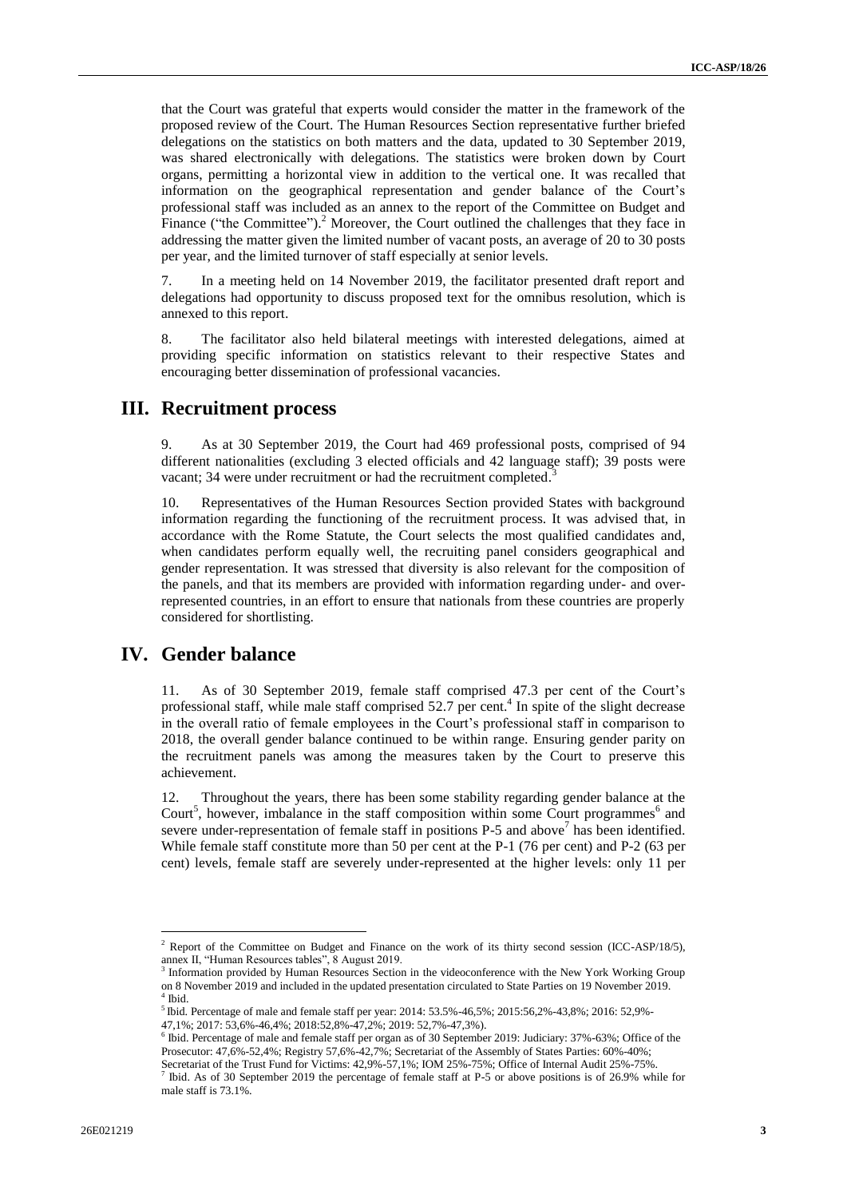that the Court was grateful that experts would consider the matter in the framework of the proposed review of the Court. The Human Resources Section representative further briefed delegations on the statistics on both matters and the data, updated to 30 September 2019, was shared electronically with delegations. The statistics were broken down by Court organs, permitting a horizontal view in addition to the vertical one. It was recalled that information on the geographical representation and gender balance of the Court's professional staff was included as an annex to the report of the Committee on Budget and Finance ("the Committee").[2] Moreover, the Court outlined the challenges that they face in addressing the matter given the limited number of vacant posts, an average of 20 to 30 posts per year, and the limited turnover of staff especially at senior levels.

7. In a meeting held on 14 November 2019, the facilitator presented draft report and delegations had opportunity to discuss proposed text for the omnibus resolution, which is annexed to this report.

8. The facilitator also held bilateral meetings with interested delegations, aimed at providing specific information on statistics relevant to their respective States and encouraging better dissemination of professional vacancies.

# III. Recruitment process

9. As at 30 September 2019, the Court had 469 professional posts, comprised of 94 different nationalities (excluding 3 elected officials and 42 language staff); 39 posts were vacant; 34 were under recruitment or had the recruitment completed.[3]

10. Representatives of the Human Resources Section provided States with background information regarding the functioning of the recruitment process. It was advised that, in accordance with the Rome Statute, the Court selects the most qualified candidates and, when candidates perform equally well, the recruiting panel considers geographical and gender representation. It was stressed that diversity is also relevant for the composition of the panels, and that its members are provided with information regarding under- and over-represented countries, in an effort to ensure that nationals from these countries are properly considered for shortlisting.

# IV. Gender balance

11. As of 30 September 2019, female staff comprised 47.3 per cent of the Court's professional staff, while male staff comprised 52.7 per cent.[4] In spite of the slight decrease in the overall ratio of female employees in the Court's professional staff in comparison to 2018, the overall gender balance continued to be within range. Ensuring gender parity on the recruitment panels was among the measures taken by the Court to preserve this achievement.

12. Throughout the years, there has been some stability regarding gender balance at the Court[5], however, imbalance in the staff composition within some Court programmes[6] and severe under-representation of female staff in positions P-5 and above[7] has been identified. While female staff constitute more than 50 per cent at the P-1 (76 per cent) and P-2 (63 per cent) levels, female staff are severely under-represented at the higher levels: only 11 per

---

[2] Report of the Committee on Budget and Finance on the work of its thirty second session (ICC-ASP/18/5), annex II, "Human Resources tables", 8 August 2019.

[3] Information provided by Human Resources Section in the videoconference with the New York Working Group on 8 November 2019 and included in the updated presentation circulated to State Parties on 19 November 2019.

[4] Ibid.

[5] Ibid. Percentage of male and female staff per year: 2014: 53.5%-46,5%; 2015:56,2%-43,8%; 2016: 52,9%-47,1%; 2017: 53,6%-46,4%; 2018:52,8%-47,2%; 2019: 52,7%-47,3%).

[6] Ibid. Percentage of male and female staff per organ as of 30 September 2019: Judiciary: 37%-63%; Office of the Prosecutor: 47,6%-52,4%; Registry 57,6%-42,7%; Secretariat of the Assembly of States Parties: 60%-40%; Secretariat of the Trust Fund for Victims: 42,9%-57,1%; IOM 25%-75%; Office of Internal Audit 25%-75%.

[7] Ibid. As of 30 September 2019 the percentage of female staff at P-5 or above positions is of 26.9% while for male staff is 73.1%.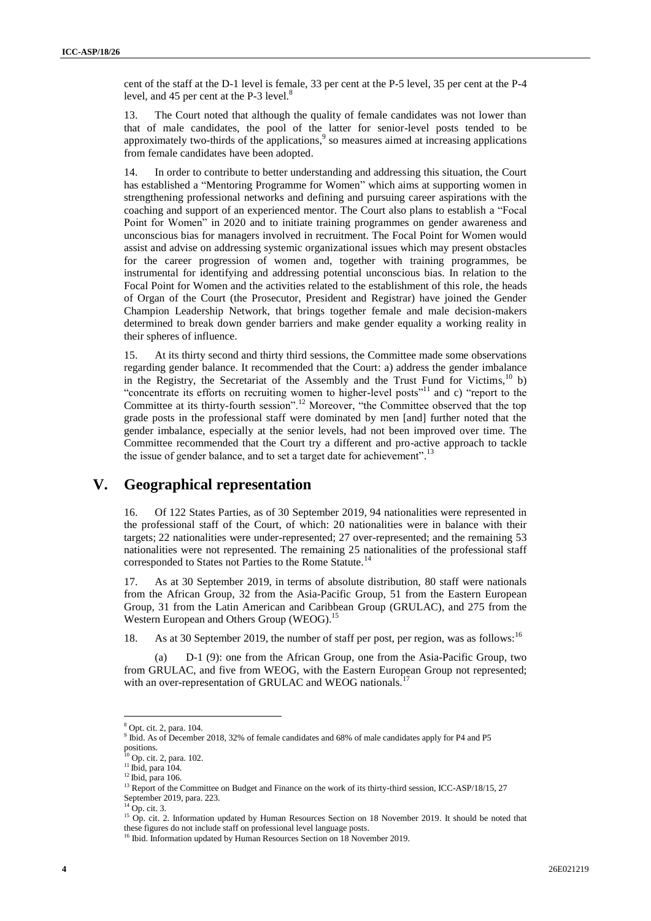cent of the staff at the D-1 level is female, 33 per cent at the P-5 level, 35 per cent at the P-4 level, and 45 per cent at the P-3 level.[8]

13. The Court noted that although the quality of female candidates was not lower than that of male candidates, the pool of the latter for senior-level posts tended to be approximately two-thirds of the applications,[9] so measures aimed at increasing applications from female candidates have been adopted.

14. In order to contribute to better understanding and addressing this situation, the Court has established a "Mentoring Programme for Women" which aims at supporting women in strengthening professional networks and defining and pursuing career aspirations with the coaching and support of an experienced mentor. The Court also plans to establish a "Focal Point for Women" in 2020 and to initiate training programmes on gender awareness and unconscious bias for managers involved in recruitment. The Focal Point for Women would assist and advise on addressing systemic organizational issues which may present obstacles for the career progression of women and, together with training programmes, be instrumental for identifying and addressing potential unconscious bias. In relation to the Focal Point for Women and the activities related to the establishment of this role, the heads of Organ of the Court (the Prosecutor, President and Registrar) have joined the Gender Champion Leadership Network, that brings together female and male decision-makers determined to break down gender barriers and make gender equality a working reality in their spheres of influence.

15. At its thirty second and thirty third sessions, the Committee made some observations regarding gender balance. It recommended that the Court: a) address the gender imbalance in the Registry, the Secretariat of the Assembly and the Trust Fund for Victims,[10] b) "concentrate its efforts on recruiting women to higher-level posts"[11] and c) "report to the Committee at its thirty-fourth session".[12] Moreover, "the Committee observed that the top grade posts in the professional staff were dominated by men [and] further noted that the gender imbalance, especially at the senior levels, had not been improved over time. The Committee recommended that the Court try a different and pro-active approach to tackle the issue of gender balance, and to set a target date for achievement".[13]

# V. Geographical representation

16. Of 122 States Parties, as of 30 September 2019, 94 nationalities were represented in the professional staff of the Court, of which: 20 nationalities were in balance with their targets; 22 nationalities were under-represented; 27 over-represented; and the remaining 53 nationalities were not represented. The remaining 25 nationalities of the professional staff corresponded to States not Parties to the Rome Statute.[14]

17. As at 30 September 2019, in terms of absolute distribution, 80 staff were nationals from the African Group, 32 from the Asia-Pacific Group, 51 from the Eastern European Group, 31 from the Latin American and Caribbean Group (GRULAC), and 275 from the Western European and Others Group (WEOG).[15]

18. As at 30 September 2019, the number of staff per post, per region, was as follows:[16]

(a) D-1 (9): one from the African Group, one from the Asia-Pacific Group, two from GRULAC, and five from WEOG, with the Eastern European Group not represented; with an over-representation of GRULAC and WEOG nationals.[17]

---

[8] Opt. cit. 2, para. 104.

[9] Ibid. As of December 2018, 32% of female candidates and 68% of male candidates apply for P4 and P5 positions.

[10] Op. cit. 2, para. 102.

[11] Ibid, para 104.

[12] Ibid, para 106.

[13] Report of the Committee on Budget and Finance on the work of its thirty-third session, ICC-ASP/18/15, 27 September 2019, para. 223.

[14] Op. cit. 3.

[15] Op. cit. 2. Information updated by Human Resources Section on 18 November 2019. It should be noted that these figures do not include staff on professional level language posts.

[16] Ibid. Information updated by Human Resources Section on 18 November 2019.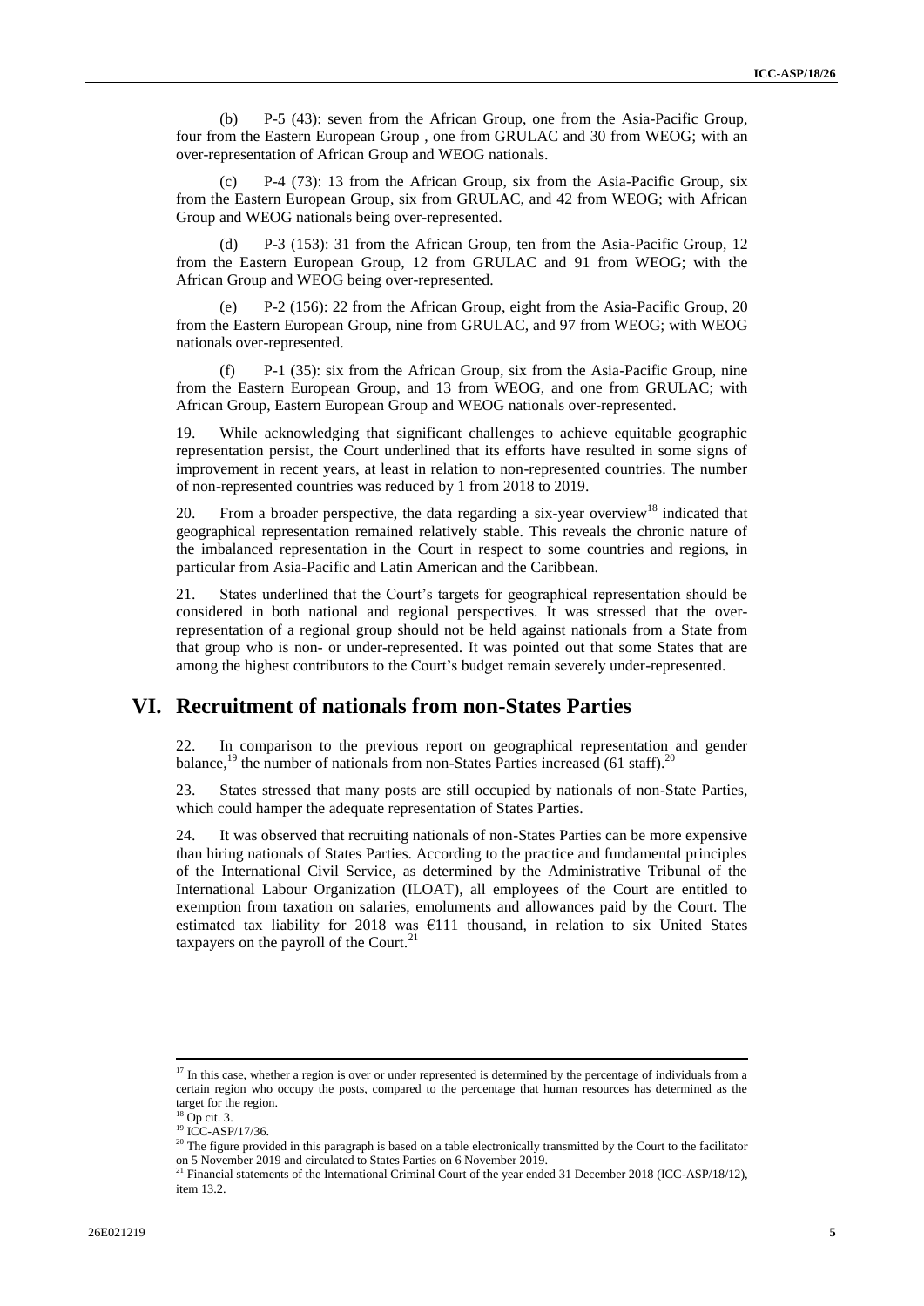(b) P-5 (43): seven from the African Group, one from the Asia-Pacific Group, four from the Eastern European Group , one from GRULAC and 30 from WEOG; with an over-representation of African Group and WEOG nationals.

(c) P-4 (73): 13 from the African Group, six from the Asia-Pacific Group, six from the Eastern European Group, six from GRULAC, and 42 from WEOG; with African Group and WEOG nationals being over-represented.

(d) P-3 (153): 31 from the African Group, ten from the Asia-Pacific Group, 12 from the Eastern European Group, 12 from GRULAC and 91 from WEOG; with the African Group and WEOG being over-represented.

(e) P-2 (156): 22 from the African Group, eight from the Asia-Pacific Group, 20 from the Eastern European Group, nine from GRULAC, and 97 from WEOG; with WEOG nationals over-represented.

(f) P-1 (35): six from the African Group, six from the Asia-Pacific Group, nine from the Eastern European Group, and 13 from WEOG, and one from GRULAC; with African Group, Eastern European Group and WEOG nationals over-represented.

19. While acknowledging that significant challenges to achieve equitable geographic representation persist, the Court underlined that its efforts have resulted in some signs of improvement in recent years, at least in relation to non-represented countries. The number of non-represented countries was reduced by 1 from 2018 to 2019.

20. From a broader perspective, the data regarding a six-year overview[18] indicated that geographical representation remained relatively stable. This reveals the chronic nature of the imbalanced representation in the Court in respect to some countries and regions, in particular from Asia-Pacific and Latin American and the Caribbean.

21. States underlined that the Court's targets for geographical representation should be considered in both national and regional perspectives. It was stressed that the over-representation of a regional group should not be held against nationals from a State from that group who is non- or under-represented. It was pointed out that some States that are among the highest contributors to the Court's budget remain severely under-represented.

# VI. Recruitment of nationals from non-States Parties

22. In comparison to the previous report on geographical representation and gender balance,[19] the number of nationals from non-States Parties increased (61 staff).[20]

23. States stressed that many posts are still occupied by nationals of non-State Parties, which could hamper the adequate representation of States Parties.

24. It was observed that recruiting nationals of non-States Parties can be more expensive than hiring nationals of States Parties. According to the practice and fundamental principles of the International Civil Service, as determined by the Administrative Tribunal of the International Labour Organization (ILOAT), all employees of the Court are entitled to exemption from taxation on salaries, emoluments and allowances paid by the Court. The estimated tax liability for 2018 was €111 thousand, in relation to six United States taxpayers on the payroll of the Court.[21]

---

[17] In this case, whether a region is over or under represented is determined by the percentage of individuals from a certain region who occupy the posts, compared to the percentage that human resources has determined as the target for the region.

[18] Op cit. 3.

[19] ICC-ASP/17/36.

[20] The figure provided in this paragraph is based on a table electronically transmitted by the Court to the facilitator on 5 November 2019 and circulated to States Parties on 6 November 2019.

[21] Financial statements of the International Criminal Court of the year ended 31 December 2018 (ICC-ASP/18/12), item 13.2.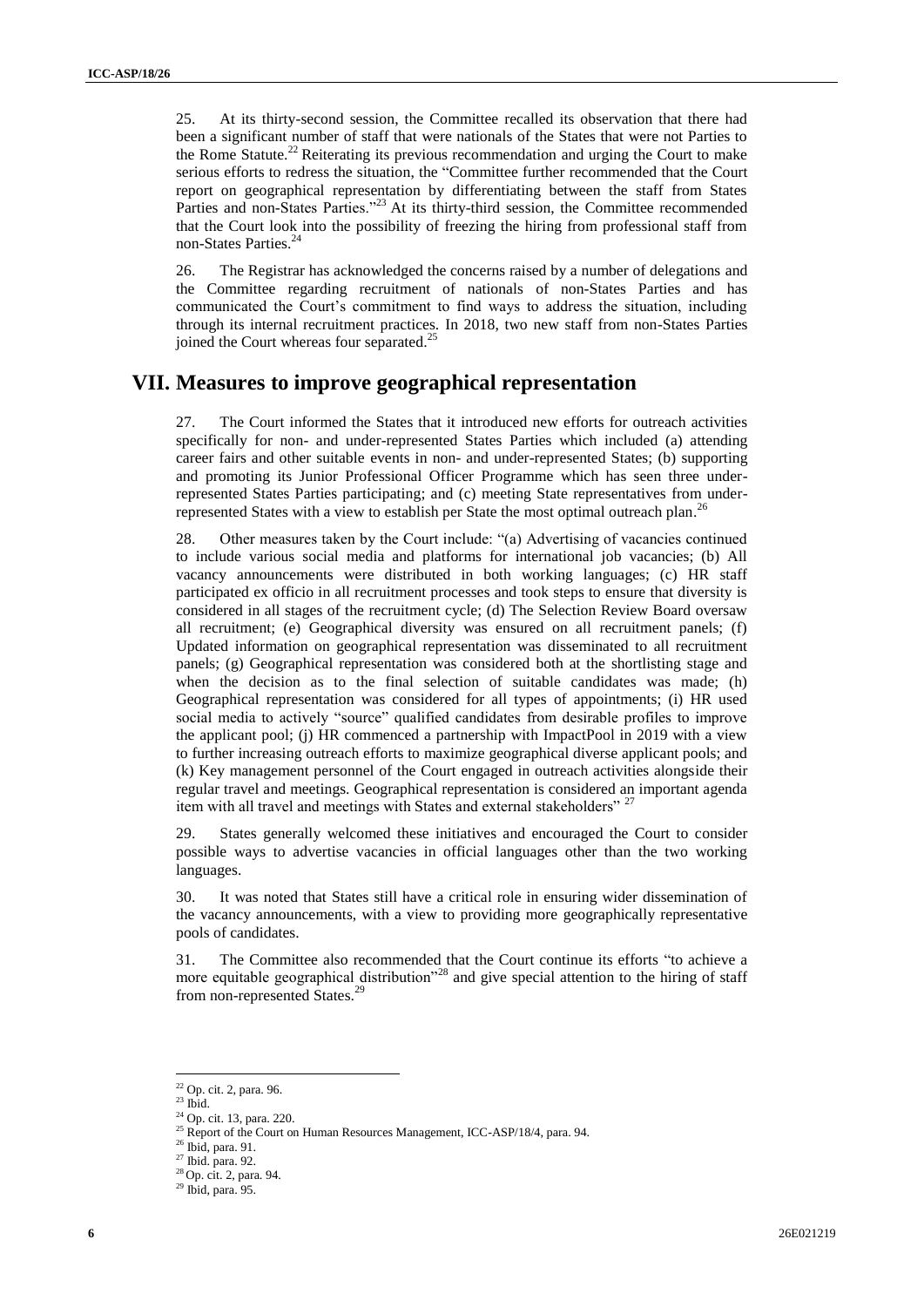25. At its thirty-second session, the Committee recalled its observation that there had been a significant number of staff that were nationals of the States that were not Parties to the Rome Statute.[22] Reiterating its previous recommendation and urging the Court to make serious efforts to redress the situation, the "Committee further recommended that the Court report on geographical representation by differentiating between the staff from States Parties and non-States Parties."[23] At its thirty-third session, the Committee recommended that the Court look into the possibility of freezing the hiring from professional staff from non-States Parties.[24]

26. The Registrar has acknowledged the concerns raised by a number of delegations and the Committee regarding recruitment of nationals of non-States Parties and has communicated the Court's commitment to find ways to address the situation, including through its internal recruitment practices. In 2018, two new staff from non-States Parties joined the Court whereas four separated.[25]

## VII. Measures to improve geographical representation

27. The Court informed the States that it introduced new efforts for outreach activities specifically for non- and under-represented States Parties which included (a) attending career fairs and other suitable events in non- and under-represented States; (b) supporting and promoting its Junior Professional Officer Programme which has seen three under-represented States Parties participating; and (c) meeting State representatives from under-represented States with a view to establish per State the most optimal outreach plan.[26]

28. Other measures taken by the Court include: "(a) Advertising of vacancies continued to include various social media and platforms for international job vacancies; (b) All vacancy announcements were distributed in both working languages; (c) HR staff participated ex officio in all recruitment processes and took steps to ensure that diversity is considered in all stages of the recruitment cycle; (d) The Selection Review Board oversaw all recruitment; (e) Geographical diversity was ensured on all recruitment panels; (f) Updated information on geographical representation was disseminated to all recruitment panels; (g) Geographical representation was considered both at the shortlisting stage and when the decision as to the final selection of suitable candidates was made; (h) Geographical representation was considered for all types of appointments; (i) HR used social media to actively "source" qualified candidates from desirable profiles to improve the applicant pool; (j) HR commenced a partnership with ImpactPool in 2019 with a view to further increasing outreach efforts to maximize geographical diverse applicant pools; and (k) Key management personnel of the Court engaged in outreach activities alongside their regular travel and meetings. Geographical representation is considered an important agenda item with all travel and meetings with States and external stakeholders" [27]

29. States generally welcomed these initiatives and encouraged the Court to consider possible ways to advertise vacancies in official languages other than the two working languages.

30. It was noted that States still have a critical role in ensuring wider dissemination of the vacancy announcements, with a view to providing more geographically representative pools of candidates.

31. The Committee also recommended that the Court continue its efforts "to achieve a more equitable geographical distribution"[28] and give special attention to the hiring of staff from non-represented States.[29]

---

[22] Op. cit. 2, para. 96.
[23] Ibid.
[24] Op. cit. 13, para. 220.
[25] Report of the Court on Human Resources Management, ICC-ASP/18/4, para. 94.
[26] Ibid, para. 91.
[27] Ibid. para. 92.
[28] Op. cit. 2, para. 94.
[29] Ibid, para. 95.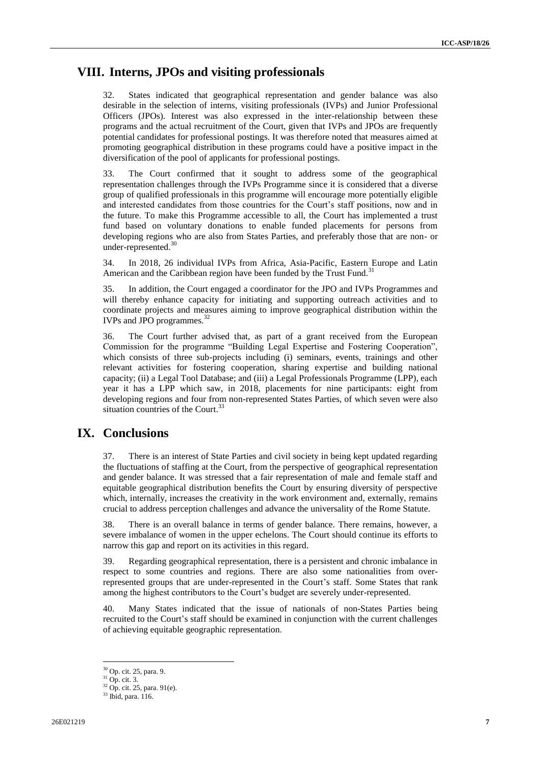## VIII. Interns, JPOs and visiting professionals

32. States indicated that geographical representation and gender balance was also desirable in the selection of interns, visiting professionals (IVPs) and Junior Professional Officers (JPOs). Interest was also expressed in the inter-relationship between these programs and the actual recruitment of the Court, given that IVPs and JPOs are frequently potential candidates for professional postings. It was therefore noted that measures aimed at promoting geographical distribution in these programs could have a positive impact in the diversification of the pool of applicants for professional postings.

33. The Court confirmed that it sought to address some of the geographical representation challenges through the IVPs Programme since it is considered that a diverse group of qualified professionals in this programme will encourage more potentially eligible and interested candidates from those countries for the Court's staff positions, now and in the future. To make this Programme accessible to all, the Court has implemented a trust fund based on voluntary donations to enable funded placements for persons from developing regions who are also from States Parties, and preferably those that are non- or under-represented.[30]

34. In 2018, 26 individual IVPs from Africa, Asia-Pacific, Eastern Europe and Latin American and the Caribbean region have been funded by the Trust Fund.[31]

35. In addition, the Court engaged a coordinator for the JPO and IVPs Programmes and will thereby enhance capacity for initiating and supporting outreach activities and to coordinate projects and measures aiming to improve geographical distribution within the IVPs and JPO programmes.[32]

36. The Court further advised that, as part of a grant received from the European Commission for the programme "Building Legal Expertise and Fostering Cooperation", which consists of three sub-projects including (i) seminars, events, trainings and other relevant activities for fostering cooperation, sharing expertise and building national capacity; (ii) a Legal Tool Database; and (iii) a Legal Professionals Programme (LPP), each year it has a LPP which saw, in 2018, placements for nine participants: eight from developing regions and four from non-represented States Parties, of which seven were also situation countries of the Court.[33]

## IX. Conclusions

37. There is an interest of State Parties and civil society in being kept updated regarding the fluctuations of staffing at the Court, from the perspective of geographical representation and gender balance. It was stressed that a fair representation of male and female staff and equitable geographical distribution benefits the Court by ensuring diversity of perspective which, internally, increases the creativity in the work environment and, externally, remains crucial to address perception challenges and advance the universality of the Rome Statute.

38. There is an overall balance in terms of gender balance. There remains, however, a severe imbalance of women in the upper echelons. The Court should continue its efforts to narrow this gap and report on its activities in this regard.

39. Regarding geographical representation, there is a persistent and chronic imbalance in respect to some countries and regions. There are also some nationalities from over-represented groups that are under-represented in the Court's staff. Some States that rank among the highest contributors to the Court's budget are severely under-represented.

40. Many States indicated that the issue of nationals of non-States Parties being recruited to the Court's staff should be examined in conjunction with the current challenges of achieving equitable geographic representation.

---

[30] Op. cit. 25, para. 9.

[31] Op. cit. 3.

[32] Op. cit. 25, para. 91(e).

[33] Ibid, para. 116.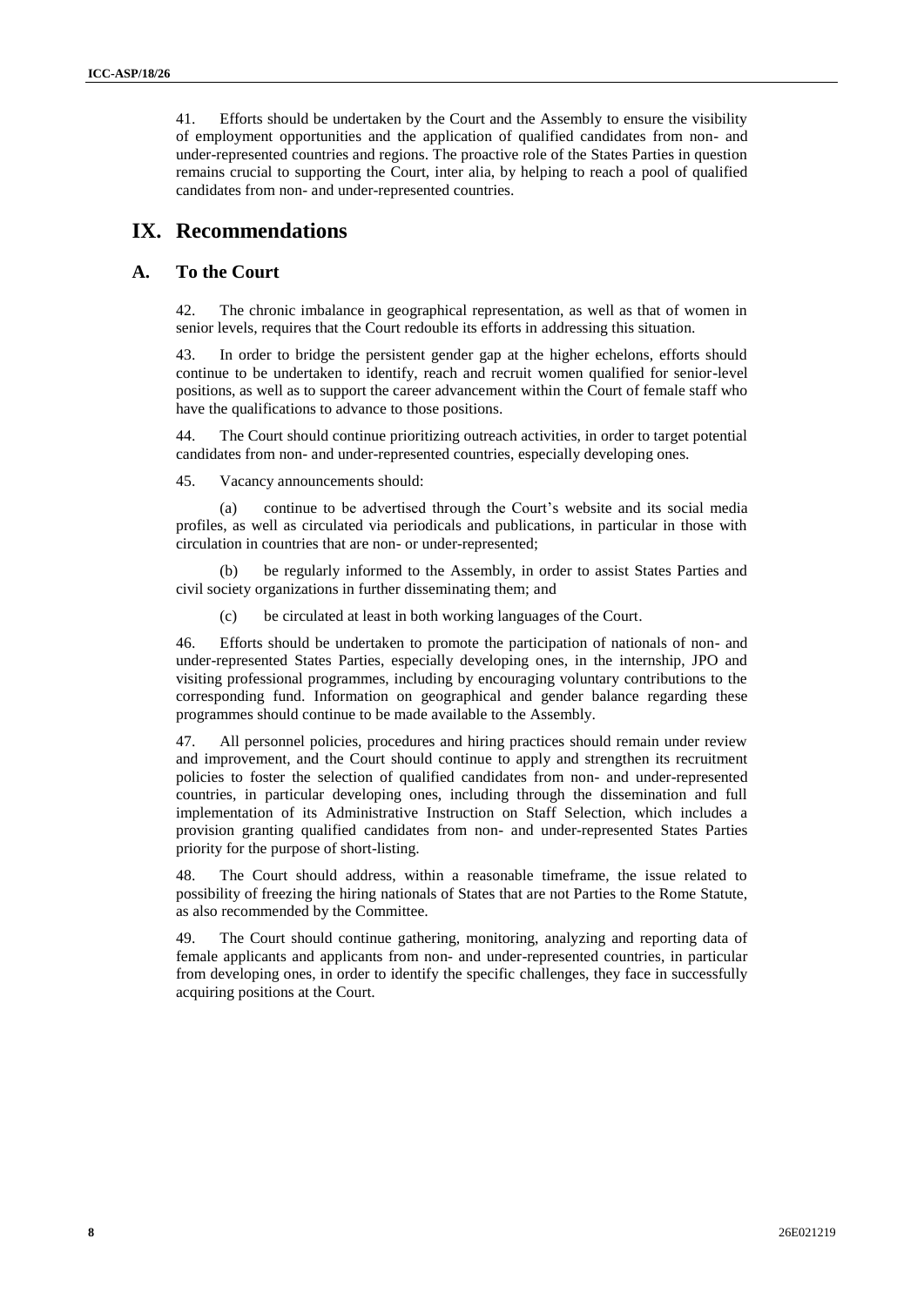41. Efforts should be undertaken by the Court and the Assembly to ensure the visibility of employment opportunities and the application of qualified candidates from non- and under-represented countries and regions. The proactive role of the States Parties in question remains crucial to supporting the Court, inter alia, by helping to reach a pool of qualified candidates from non- and under-represented countries.

# IX. Recommendations

## A. To the Court

42. The chronic imbalance in geographical representation, as well as that of women in senior levels, requires that the Court redouble its efforts in addressing this situation.

43. In order to bridge the persistent gender gap at the higher echelons, efforts should continue to be undertaken to identify, reach and recruit women qualified for senior-level positions, as well as to support the career advancement within the Court of female staff who have the qualifications to advance to those positions.

44. The Court should continue prioritizing outreach activities, in order to target potential candidates from non- and under-represented countries, especially developing ones.

45. Vacancy announcements should:

(a) continue to be advertised through the Court's website and its social media profiles, as well as circulated via periodicals and publications, in particular in those with circulation in countries that are non- or under-represented;

(b) be regularly informed to the Assembly, in order to assist States Parties and civil society organizations in further disseminating them; and

(c) be circulated at least in both working languages of the Court.

46. Efforts should be undertaken to promote the participation of nationals of non- and under-represented States Parties, especially developing ones, in the internship, JPO and visiting professional programmes, including by encouraging voluntary contributions to the corresponding fund. Information on geographical and gender balance regarding these programmes should continue to be made available to the Assembly.

47. All personnel policies, procedures and hiring practices should remain under review and improvement, and the Court should continue to apply and strengthen its recruitment policies to foster the selection of qualified candidates from non- and under-represented countries, in particular developing ones, including through the dissemination and full implementation of its Administrative Instruction on Staff Selection, which includes a provision granting qualified candidates from non- and under-represented States Parties priority for the purpose of short-listing.

48. The Court should address, within a reasonable timeframe, the issue related to possibility of freezing the hiring nationals of States that are not Parties to the Rome Statute, as also recommended by the Committee.

49. The Court should continue gathering, monitoring, analyzing and reporting data of female applicants and applicants from non- and under-represented countries, in particular from developing ones, in order to identify the specific challenges, they face in successfully acquiring positions at the Court.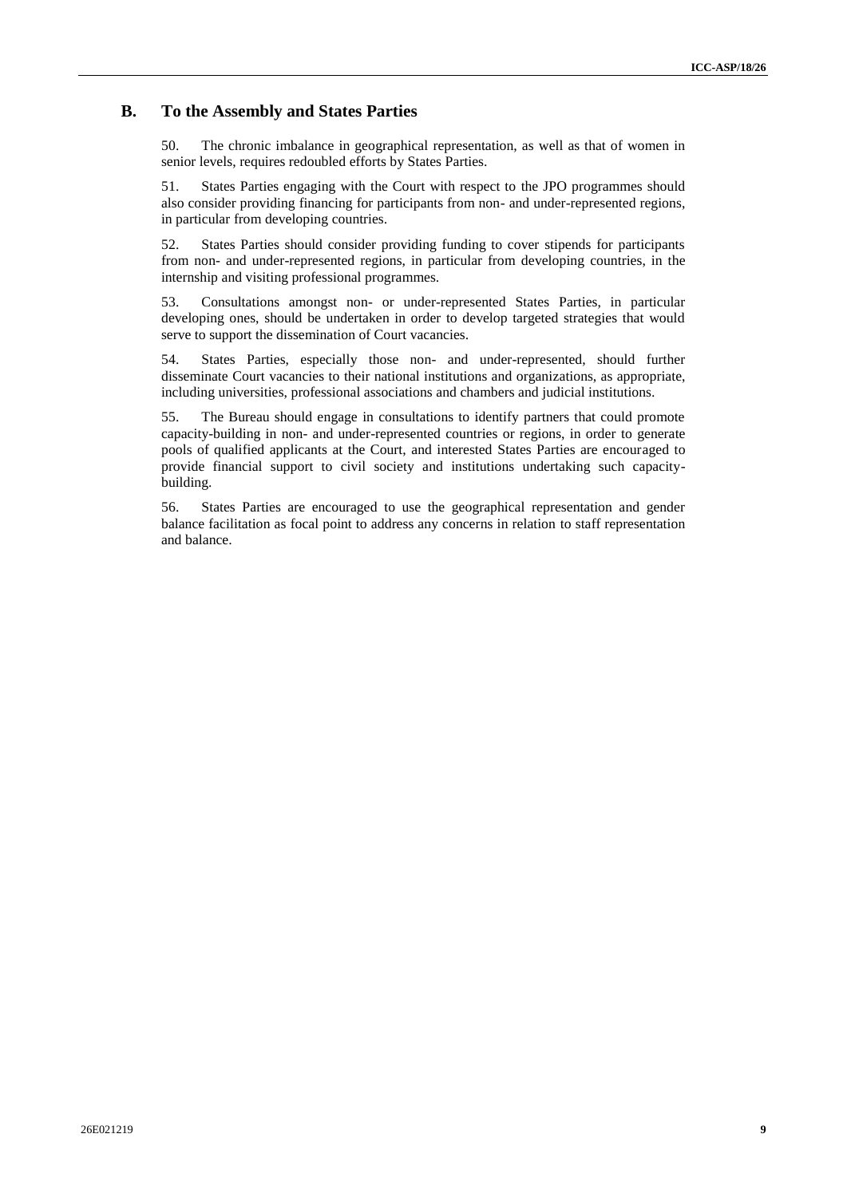## B. To the Assembly and States Parties

50. The chronic imbalance in geographical representation, as well as that of women in senior levels, requires redoubled efforts by States Parties.

51. States Parties engaging with the Court with respect to the JPO programmes should also consider providing financing for participants from non- and under-represented regions, in particular from developing countries.

52. States Parties should consider providing funding to cover stipends for participants from non- and under-represented regions, in particular from developing countries, in the internship and visiting professional programmes.

53. Consultations amongst non- or under-represented States Parties, in particular developing ones, should be undertaken in order to develop targeted strategies that would serve to support the dissemination of Court vacancies.

54. States Parties, especially those non- and under-represented, should further disseminate Court vacancies to their national institutions and organizations, as appropriate, including universities, professional associations and chambers and judicial institutions.

55. The Bureau should engage in consultations to identify partners that could promote capacity-building in non- and under-represented countries or regions, in order to generate pools of qualified applicants at the Court, and interested States Parties are encouraged to provide financial support to civil society and institutions undertaking such capacity-building.

56. States Parties are encouraged to use the geographical representation and gender balance facilitation as focal point to address any concerns in relation to staff representation and balance.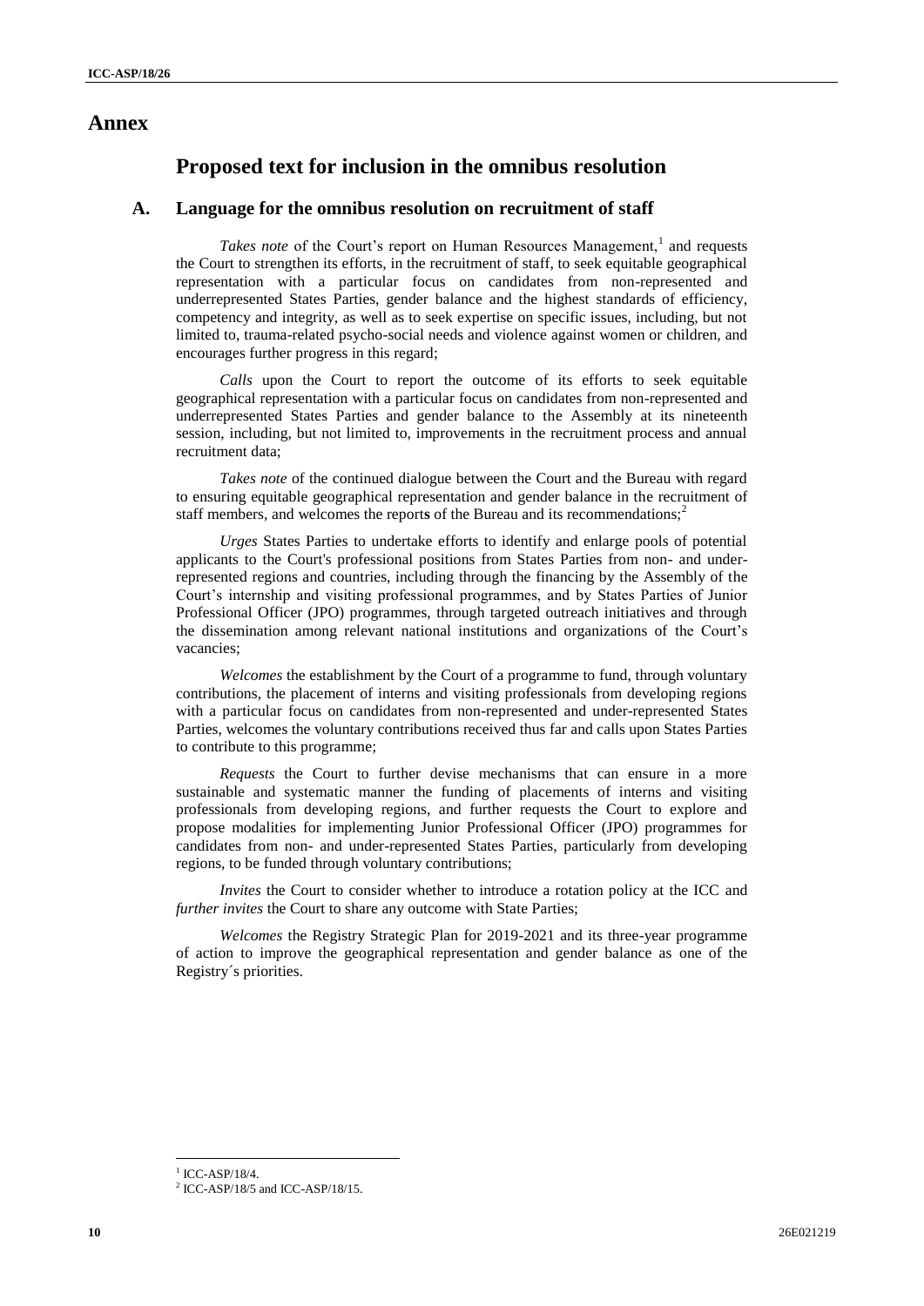# Annex

## Proposed text for inclusion in the omnibus resolution

### A. Language for the omnibus resolution on recruitment of staff

*Takes note* of the Court's report on Human Resources Management,[1] and requests the Court to strengthen its efforts, in the recruitment of staff, to seek equitable geographical representation with a particular focus on candidates from non-represented and underrepresented States Parties, gender balance and the highest standards of efficiency, competency and integrity, as well as to seek expertise on specific issues, including, but not limited to, trauma-related psycho-social needs and violence against women or children, and encourages further progress in this regard;

*Calls* upon the Court to report the outcome of its efforts to seek equitable geographical representation with a particular focus on candidates from non-represented and underrepresented States Parties and gender balance to the Assembly at its nineteenth session, including, but not limited to, improvements in the recruitment process and annual recruitment data;

*Takes note* of the continued dialogue between the Court and the Bureau with regard to ensuring equitable geographical representation and gender balance in the recruitment of staff members, and welcomes the reports of the Bureau and its recommendations;[2]

*Urges* States Parties to undertake efforts to identify and enlarge pools of potential applicants to the Court's professional positions from States Parties from non- and under-represented regions and countries, including through the financing by the Assembly of the Court's internship and visiting professional programmes, and by States Parties of Junior Professional Officer (JPO) programmes, through targeted outreach initiatives and through the dissemination among relevant national institutions and organizations of the Court's vacancies;

*Welcomes* the establishment by the Court of a programme to fund, through voluntary contributions, the placement of interns and visiting professionals from developing regions with a particular focus on candidates from non-represented and under-represented States Parties, welcomes the voluntary contributions received thus far and calls upon States Parties to contribute to this programme;

*Requests* the Court to further devise mechanisms that can ensure in a more sustainable and systematic manner the funding of placements of interns and visiting professionals from developing regions, and further requests the Court to explore and propose modalities for implementing Junior Professional Officer (JPO) programmes for candidates from non- and under-represented States Parties, particularly from developing regions, to be funded through voluntary contributions;

*Invites* the Court to consider whether to introduce a rotation policy at the ICC and *further invites* the Court to share any outcome with State Parties;

*Welcomes* the Registry Strategic Plan for 2019-2021 and its three-year programme of action to improve the geographical representation and gender balance as one of the Registry´s priorities.

---

[1] ICC-ASP/18/4.

[2] ICC-ASP/18/5 and ICC-ASP/18/15.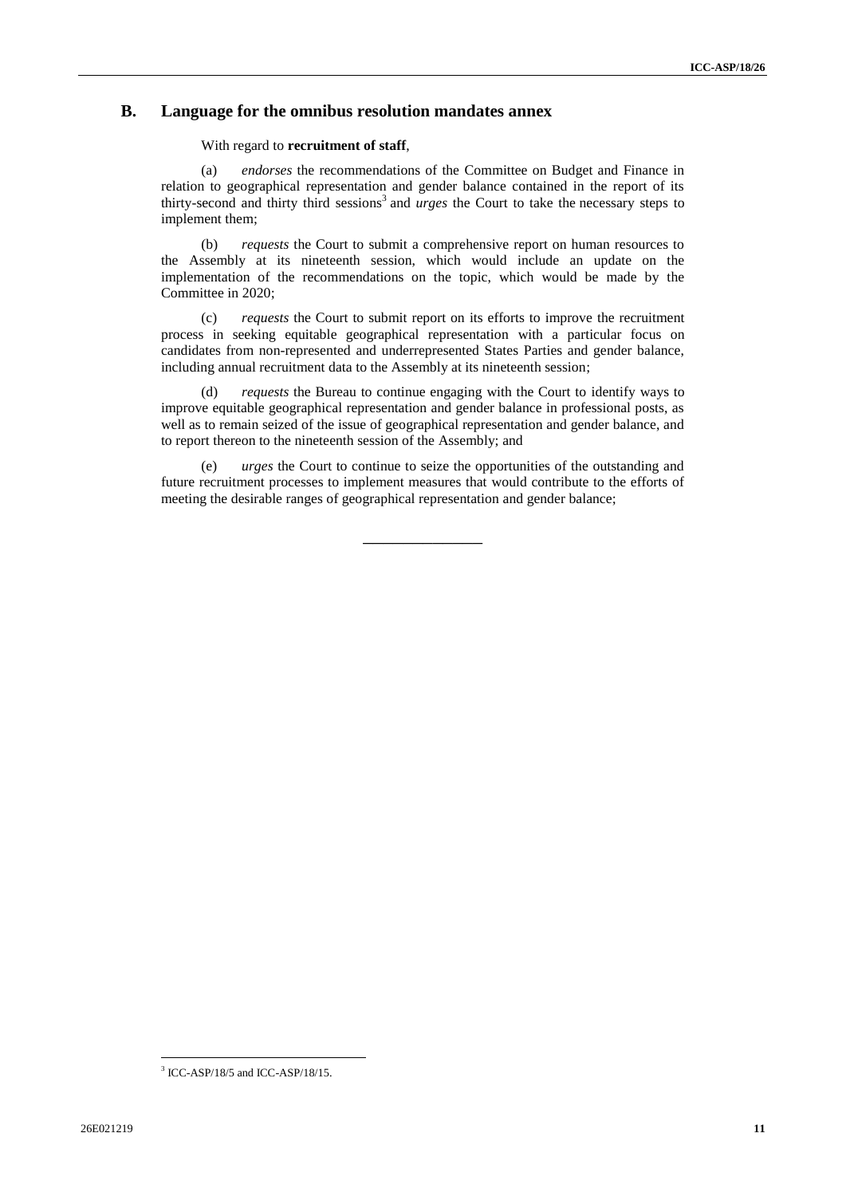## B. Language for the omnibus resolution mandates annex

With regard to **recruitment of staff**,

(a) *endorses* the recommendations of the Committee on Budget and Finance in relation to geographical representation and gender balance contained in the report of its thirty-second and thirty third sessions[3] and *urges* the Court to take the necessary steps to implement them;

(b) *requests* the Court to submit a comprehensive report on human resources to the Assembly at its nineteenth session, which would include an update on the implementation of the recommendations on the topic, which would be made by the Committee in 2020;

(c) *requests* the Court to submit report on its efforts to improve the recruitment process in seeking equitable geographical representation with a particular focus on candidates from non-represented and underrepresented States Parties and gender balance, including annual recruitment data to the Assembly at its nineteenth session;

(d) *requests* the Bureau to continue engaging with the Court to identify ways to improve equitable geographical representation and gender balance in professional posts, as well as to remain seized of the issue of geographical representation and gender balance, and to report thereon to the nineteenth session of the Assembly; and

(e) *urges* the Court to continue to seize the opportunities of the outstanding and future recruitment processes to implement measures that would contribute to the efforts of meeting the desirable ranges of geographical representation and gender balance;

---

[3] ICC-ASP/18/5 and ICC-ASP/18/15.